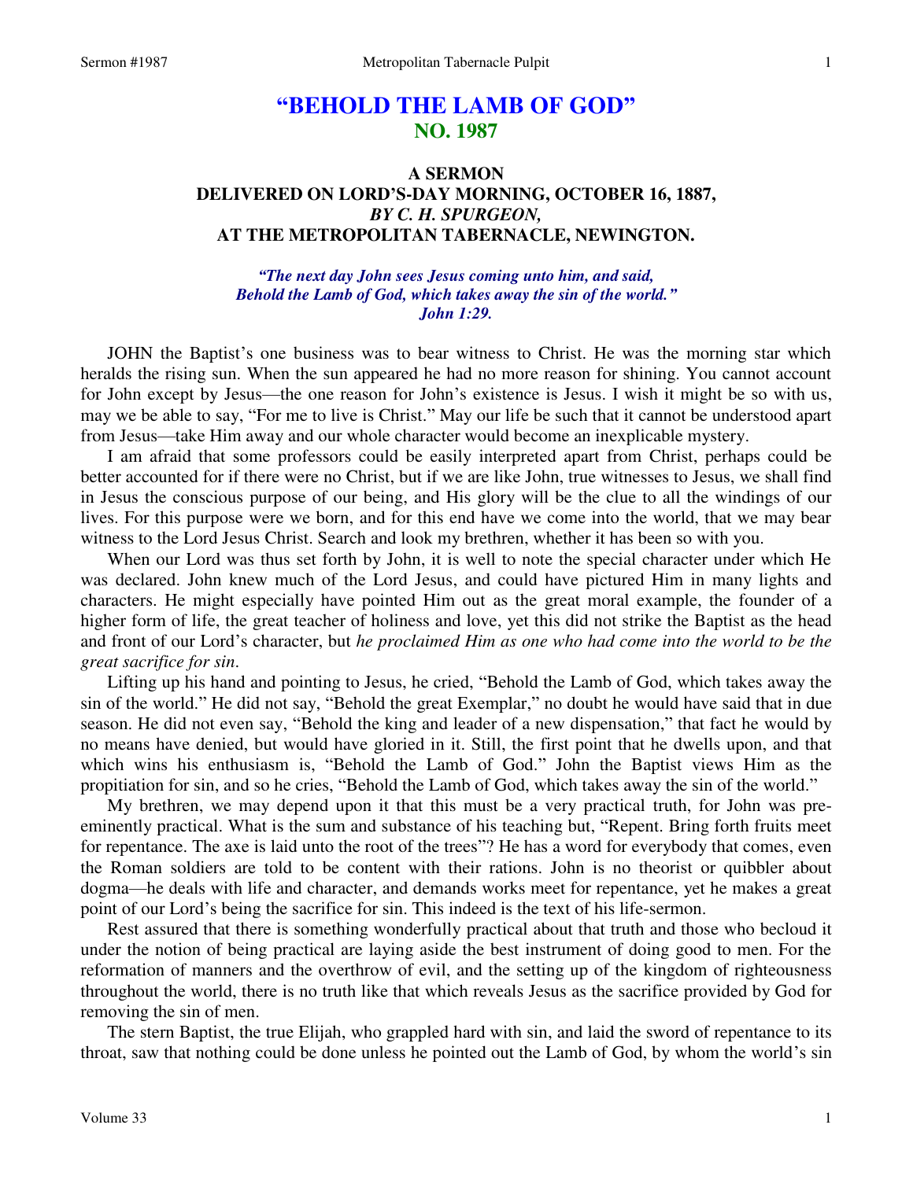# "BEHOLD THE LAMB OF GOD"
## NO. 1987

### A SERMON
### DELIVERED ON LORD'S-DAY MORNING, OCTOBER 16, 1887,
### *BY C. H. SPURGEON,*
### AT THE METROPOLITAN TABERNACLE, NEWINGTON.

***"The next day John sees Jesus coming unto him, and said,
Behold the Lamb of God, which takes away the sin of the world."
John 1:29.***

JOHN the Baptist's one business was to bear witness to Christ. He was the morning star which heralds the rising sun. When the sun appeared he had no more reason for shining. You cannot account for John except by Jesus—the one reason for John's existence is Jesus. I wish it might be so with us, may we be able to say, "For me to live is Christ." May our life be such that it cannot be understood apart from Jesus—take Him away and our whole character would become an inexplicable mystery.

I am afraid that some professors could be easily interpreted apart from Christ, perhaps could be better accounted for if there were no Christ, but if we are like John, true witnesses to Jesus, we shall find in Jesus the conscious purpose of our being, and His glory will be the clue to all the windings of our lives. For this purpose were we born, and for this end have we come into the world, that we may bear witness to the Lord Jesus Christ. Search and look my brethren, whether it has been so with you.

When our Lord was thus set forth by John, it is well to note the special character under which He was declared. John knew much of the Lord Jesus, and could have pictured Him in many lights and characters. He might especially have pointed Him out as the great moral example, the founder of a higher form of life, the great teacher of holiness and love, yet this did not strike the Baptist as the head and front of our Lord's character, but *he proclaimed Him as one who had come into the world to be the great sacrifice for sin*.

Lifting up his hand and pointing to Jesus, he cried, "Behold the Lamb of God, which takes away the sin of the world." He did not say, "Behold the great Exemplar," no doubt he would have said that in due season. He did not even say, "Behold the king and leader of a new dispensation," that fact he would by no means have denied, but would have gloried in it. Still, the first point that he dwells upon, and that which wins his enthusiasm is, "Behold the Lamb of God." John the Baptist views Him as the propitiation for sin, and so he cries, "Behold the Lamb of God, which takes away the sin of the world."

My brethren, we may depend upon it that this must be a very practical truth, for John was pre-eminently practical. What is the sum and substance of his teaching but, "Repent. Bring forth fruits meet for repentance. The axe is laid unto the root of the trees"? He has a word for everybody that comes, even the Roman soldiers are told to be content with their rations. John is no theorist or quibbler about dogma—he deals with life and character, and demands works meet for repentance, yet he makes a great point of our Lord's being the sacrifice for sin. This indeed is the text of his life-sermon.

Rest assured that there is something wonderfully practical about that truth and those who becloud it under the notion of being practical are laying aside the best instrument of doing good to men. For the reformation of manners and the overthrow of evil, and the setting up of the kingdom of righteousness throughout the world, there is no truth like that which reveals Jesus as the sacrifice provided by God for removing the sin of men.

The stern Baptist, the true Elijah, who grappled hard with sin, and laid the sword of repentance to its throat, saw that nothing could be done unless he pointed out the Lamb of God, by whom the world's sin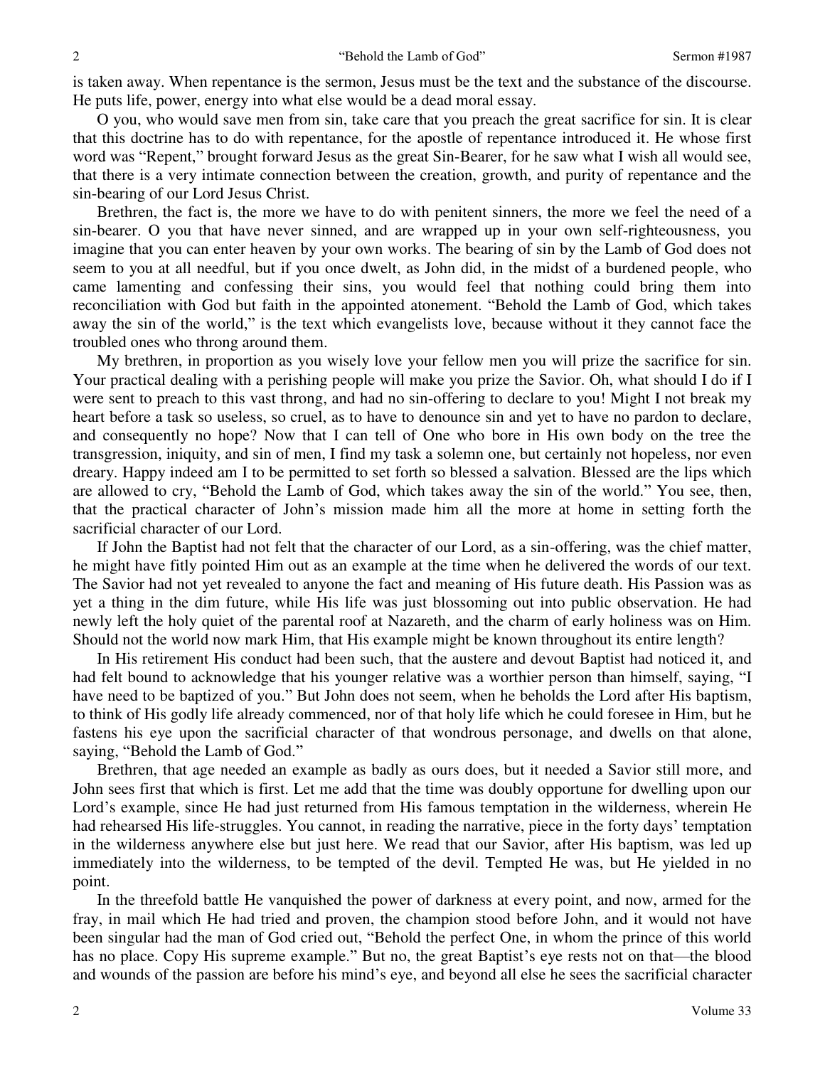is taken away. When repentance is the sermon, Jesus must be the text and the substance of the discourse. He puts life, power, energy into what else would be a dead moral essay.

O you, who would save men from sin, take care that you preach the great sacrifice for sin. It is clear that this doctrine has to do with repentance, for the apostle of repentance introduced it. He whose first word was "Repent," brought forward Jesus as the great Sin-Bearer, for he saw what I wish all would see, that there is a very intimate connection between the creation, growth, and purity of repentance and the sin-bearing of our Lord Jesus Christ.

Brethren, the fact is, the more we have to do with penitent sinners, the more we feel the need of a sin-bearer. O you that have never sinned, and are wrapped up in your own self-righteousness, you imagine that you can enter heaven by your own works. The bearing of sin by the Lamb of God does not seem to you at all needful, but if you once dwelt, as John did, in the midst of a burdened people, who came lamenting and confessing their sins, you would feel that nothing could bring them into reconciliation with God but faith in the appointed atonement. "Behold the Lamb of God, which takes away the sin of the world," is the text which evangelists love, because without it they cannot face the troubled ones who throng around them.

My brethren, in proportion as you wisely love your fellow men you will prize the sacrifice for sin. Your practical dealing with a perishing people will make you prize the Savior. Oh, what should I do if I were sent to preach to this vast throng, and had no sin-offering to declare to you! Might I not break my heart before a task so useless, so cruel, as to have to denounce sin and yet to have no pardon to declare, and consequently no hope? Now that I can tell of One who bore in His own body on the tree the transgression, iniquity, and sin of men, I find my task a solemn one, but certainly not hopeless, nor even dreary. Happy indeed am I to be permitted to set forth so blessed a salvation. Blessed are the lips which are allowed to cry, "Behold the Lamb of God, which takes away the sin of the world." You see, then, that the practical character of John's mission made him all the more at home in setting forth the sacrificial character of our Lord.

If John the Baptist had not felt that the character of our Lord, as a sin-offering, was the chief matter, he might have fitly pointed Him out as an example at the time when he delivered the words of our text. The Savior had not yet revealed to anyone the fact and meaning of His future death. His Passion was as yet a thing in the dim future, while His life was just blossoming out into public observation. He had newly left the holy quiet of the parental roof at Nazareth, and the charm of early holiness was on Him. Should not the world now mark Him, that His example might be known throughout its entire length?

In His retirement His conduct had been such, that the austere and devout Baptist had noticed it, and had felt bound to acknowledge that his younger relative was a worthier person than himself, saying, "I have need to be baptized of you." But John does not seem, when he beholds the Lord after His baptism, to think of His godly life already commenced, nor of that holy life which he could foresee in Him, but he fastens his eye upon the sacrificial character of that wondrous personage, and dwells on that alone, saying, "Behold the Lamb of God."

Brethren, that age needed an example as badly as ours does, but it needed a Savior still more, and John sees first that which is first. Let me add that the time was doubly opportune for dwelling upon our Lord's example, since He had just returned from His famous temptation in the wilderness, wherein He had rehearsed His life-struggles. You cannot, in reading the narrative, piece in the forty days' temptation in the wilderness anywhere else but just here. We read that our Savior, after His baptism, was led up immediately into the wilderness, to be tempted of the devil. Tempted He was, but He yielded in no point.

In the threefold battle He vanquished the power of darkness at every point, and now, armed for the fray, in mail which He had tried and proven, the champion stood before John, and it would not have been singular had the man of God cried out, "Behold the perfect One, in whom the prince of this world has no place. Copy His supreme example." But no, the great Baptist's eye rests not on that—the blood and wounds of the passion are before his mind's eye, and beyond all else he sees the sacrificial character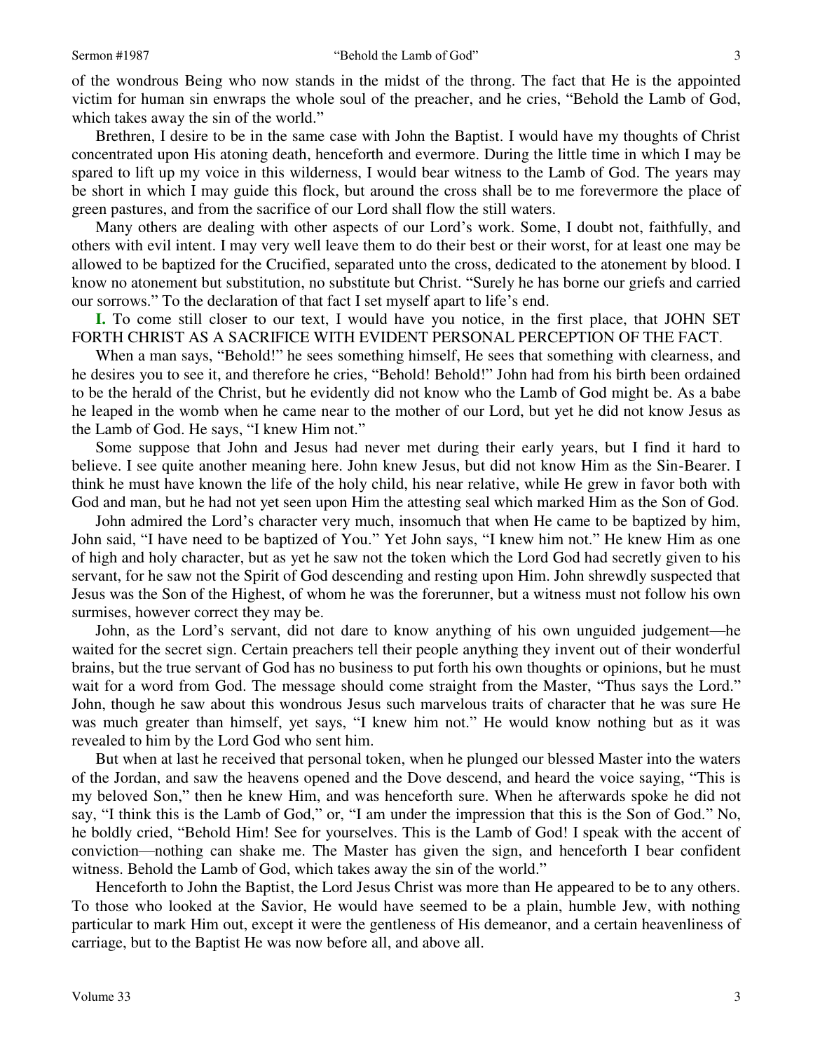of the wondrous Being who now stands in the midst of the throng. The fact that He is the appointed victim for human sin enwraps the whole soul of the preacher, and he cries, "Behold the Lamb of God, which takes away the sin of the world."

Brethren, I desire to be in the same case with John the Baptist. I would have my thoughts of Christ concentrated upon His atoning death, henceforth and evermore. During the little time in which I may be spared to lift up my voice in this wilderness, I would bear witness to the Lamb of God. The years may be short in which I may guide this flock, but around the cross shall be to me forevermore the place of green pastures, and from the sacrifice of our Lord shall flow the still waters.

Many others are dealing with other aspects of our Lord's work. Some, I doubt not, faithfully, and others with evil intent. I may very well leave them to do their best or their worst, for at least one may be allowed to be baptized for the Crucified, separated unto the cross, dedicated to the atonement by blood. I know no atonement but substitution, no substitute but Christ. "Surely he has borne our griefs and carried our sorrows." To the declaration of that fact I set myself apart to life's end.

**I.** To come still closer to our text, I would have you notice, in the first place, that JOHN SET FORTH CHRIST AS A SACRIFICE WITH EVIDENT PERSONAL PERCEPTION OF THE FACT.

When a man says, "Behold!" he sees something himself, He sees that something with clearness, and he desires you to see it, and therefore he cries, "Behold! Behold!" John had from his birth been ordained to be the herald of the Christ, but he evidently did not know who the Lamb of God might be. As a babe he leaped in the womb when he came near to the mother of our Lord, but yet he did not know Jesus as the Lamb of God. He says, "I knew Him not."

Some suppose that John and Jesus had never met during their early years, but I find it hard to believe. I see quite another meaning here. John knew Jesus, but did not know Him as the Sin-Bearer. I think he must have known the life of the holy child, his near relative, while He grew in favor both with God and man, but he had not yet seen upon Him the attesting seal which marked Him as the Son of God.

John admired the Lord's character very much, insomuch that when He came to be baptized by him, John said, "I have need to be baptized of You." Yet John says, "I knew him not." He knew Him as one of high and holy character, but as yet he saw not the token which the Lord God had secretly given to his servant, for he saw not the Spirit of God descending and resting upon Him. John shrewdly suspected that Jesus was the Son of the Highest, of whom he was the forerunner, but a witness must not follow his own surmises, however correct they may be.

John, as the Lord's servant, did not dare to know anything of his own unguided judgement—he waited for the secret sign. Certain preachers tell their people anything they invent out of their wonderful brains, but the true servant of God has no business to put forth his own thoughts or opinions, but he must wait for a word from God. The message should come straight from the Master, "Thus says the Lord." John, though he saw about this wondrous Jesus such marvelous traits of character that he was sure He was much greater than himself, yet says, "I knew him not." He would know nothing but as it was revealed to him by the Lord God who sent him.

But when at last he received that personal token, when he plunged our blessed Master into the waters of the Jordan, and saw the heavens opened and the Dove descend, and heard the voice saying, "This is my beloved Son," then he knew Him, and was henceforth sure. When he afterwards spoke he did not say, "I think this is the Lamb of God," or, "I am under the impression that this is the Son of God." No, he boldly cried, "Behold Him! See for yourselves. This is the Lamb of God! I speak with the accent of conviction—nothing can shake me. The Master has given the sign, and henceforth I bear confident witness. Behold the Lamb of God, which takes away the sin of the world."

Henceforth to John the Baptist, the Lord Jesus Christ was more than He appeared to be to any others. To those who looked at the Savior, He would have seemed to be a plain, humble Jew, with nothing particular to mark Him out, except it were the gentleness of His demeanor, and a certain heavenliness of carriage, but to the Baptist He was now before all, and above all.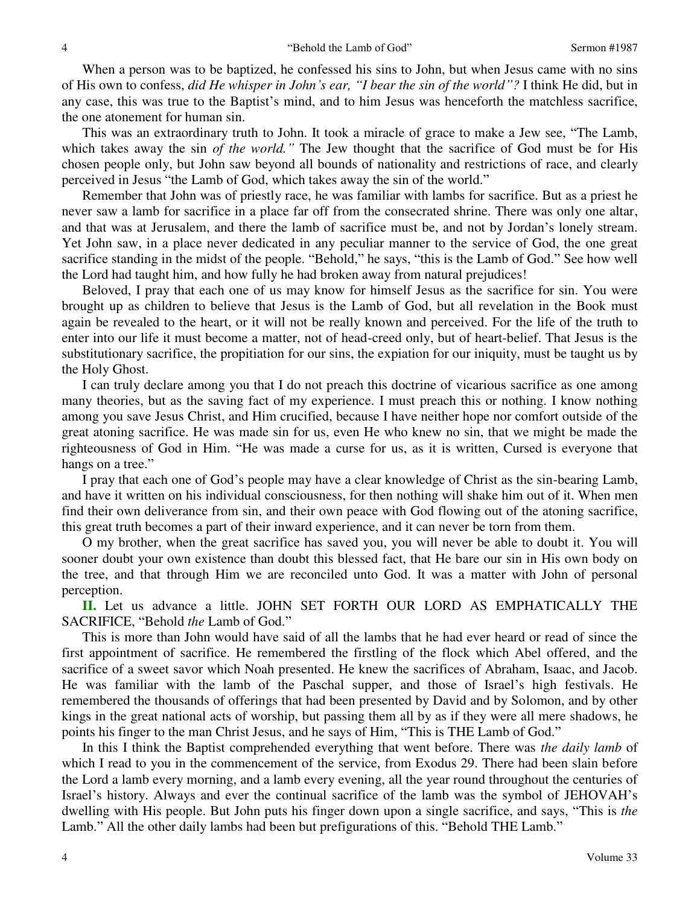When a person was to be baptized, he confessed his sins to John, but when Jesus came with no sins of His own to confess, *did He whisper in John's ear, "I bear the sin of the world"?* I think He did, but in any case, this was true to the Baptist's mind, and to him Jesus was henceforth the matchless sacrifice, the one atonement for human sin.

This was an extraordinary truth to John. It took a miracle of grace to make a Jew see, "The Lamb, which takes away the sin *of the world."* The Jew thought that the sacrifice of God must be for His chosen people only, but John saw beyond all bounds of nationality and restrictions of race, and clearly perceived in Jesus "the Lamb of God, which takes away the sin of the world."

Remember that John was of priestly race, he was familiar with lambs for sacrifice. But as a priest he never saw a lamb for sacrifice in a place far off from the consecrated shrine. There was only one altar, and that was at Jerusalem, and there the lamb of sacrifice must be, and not by Jordan's lonely stream. Yet John saw, in a place never dedicated in any peculiar manner to the service of God, the one great sacrifice standing in the midst of the people. "Behold," he says, "this is the Lamb of God." See how well the Lord had taught him, and how fully he had broken away from natural prejudices!

Beloved, I pray that each one of us may know for himself Jesus as the sacrifice for sin. You were brought up as children to believe that Jesus is the Lamb of God, but all revelation in the Book must again be revealed to the heart, or it will not be really known and perceived. For the life of the truth to enter into our life it must become a matter, not of head-creed only, but of heart-belief. That Jesus is the substitutionary sacrifice, the propitiation for our sins, the expiation for our iniquity, must be taught us by the Holy Ghost.

I can truly declare among you that I do not preach this doctrine of vicarious sacrifice as one among many theories, but as the saving fact of my experience. I must preach this or nothing. I know nothing among you save Jesus Christ, and Him crucified, because I have neither hope nor comfort outside of the great atoning sacrifice. He was made sin for us, even He who knew no sin, that we might be made the righteousness of God in Him. "He was made a curse for us, as it is written, Cursed is everyone that hangs on a tree."

I pray that each one of God's people may have a clear knowledge of Christ as the sin-bearing Lamb, and have it written on his individual consciousness, for then nothing will shake him out of it. When men find their own deliverance from sin, and their own peace with God flowing out of the atoning sacrifice, this great truth becomes a part of their inward experience, and it can never be torn from them.

O my brother, when the great sacrifice has saved you, you will never be able to doubt it. You will sooner doubt your own existence than doubt this blessed fact, that He bare our sin in His own body on the tree, and that through Him we are reconciled unto God. It was a matter with John of personal perception.

**II.** Let us advance a little. JOHN SET FORTH OUR LORD AS EMPHATICALLY THE SACRIFICE, "Behold *the* Lamb of God."

This is more than John would have said of all the lambs that he had ever heard or read of since the first appointment of sacrifice. He remembered the firstling of the flock which Abel offered, and the sacrifice of a sweet savor which Noah presented. He knew the sacrifices of Abraham, Isaac, and Jacob. He was familiar with the lamb of the Paschal supper, and those of Israel's high festivals. He remembered the thousands of offerings that had been presented by David and by Solomon, and by other kings in the great national acts of worship, but passing them all by as if they were all mere shadows, he points his finger to the man Christ Jesus, and he says of Him, "This is THE Lamb of God."

In this I think the Baptist comprehended everything that went before. There was *the daily lamb* of which I read to you in the commencement of the service, from Exodus 29. There had been slain before the Lord a lamb every morning, and a lamb every evening, all the year round throughout the centuries of Israel's history. Always and ever the continual sacrifice of the lamb was the symbol of JEHOVAH's dwelling with His people. But John puts his finger down upon a single sacrifice, and says, "This is *the* Lamb." All the other daily lambs had been but prefigurations of this. "Behold THE Lamb."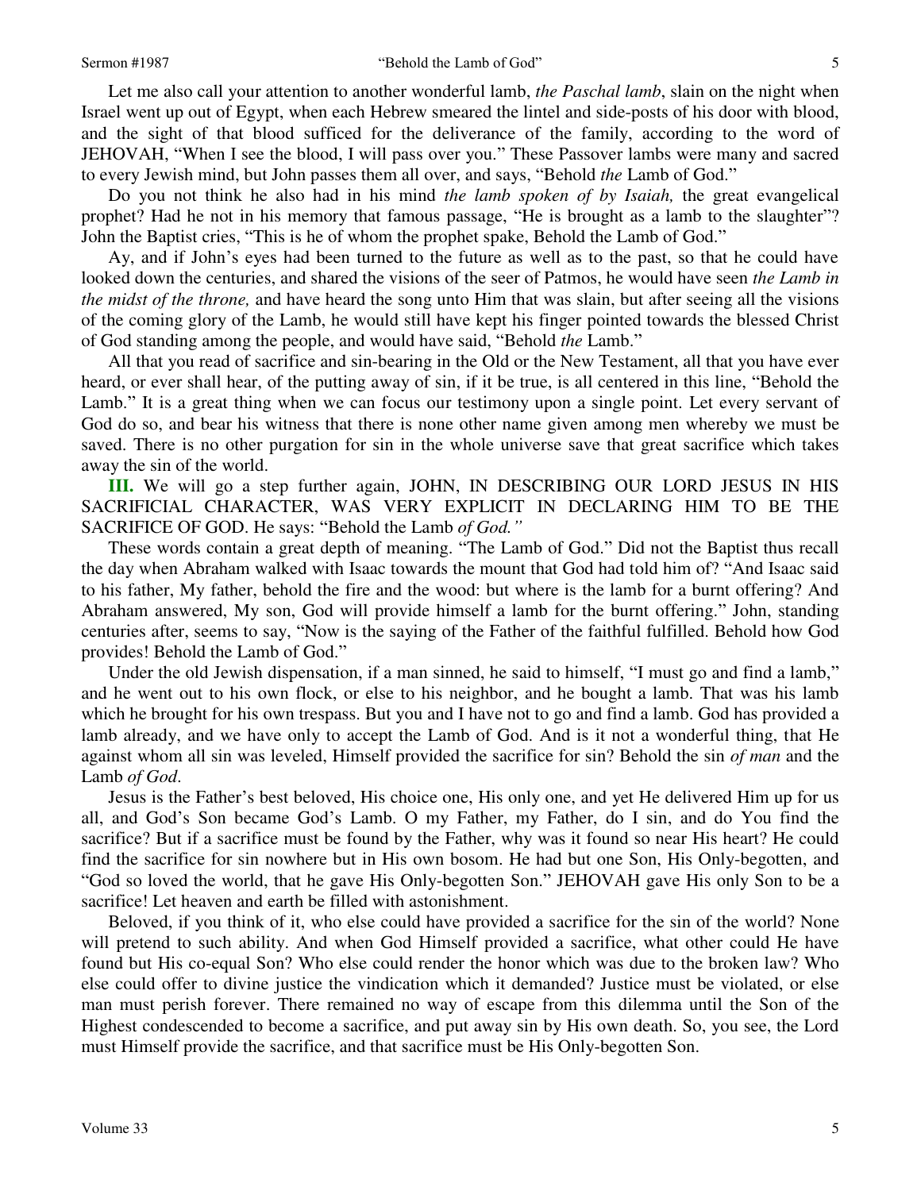Let me also call your attention to another wonderful lamb, *the Paschal lamb*, slain on the night when Israel went up out of Egypt, when each Hebrew smeared the lintel and side-posts of his door with blood, and the sight of that blood sufficed for the deliverance of the family, according to the word of JEHOVAH, "When I see the blood, I will pass over you." These Passover lambs were many and sacred to every Jewish mind, but John passes them all over, and says, "Behold *the* Lamb of God."

Do you not think he also had in his mind *the lamb spoken of by Isaiah,* the great evangelical prophet? Had he not in his memory that famous passage, "He is brought as a lamb to the slaughter"? John the Baptist cries, "This is he of whom the prophet spake, Behold the Lamb of God."

Ay, and if John's eyes had been turned to the future as well as to the past, so that he could have looked down the centuries, and shared the visions of the seer of Patmos, he would have seen *the Lamb in the midst of the throne,* and have heard the song unto Him that was slain, but after seeing all the visions of the coming glory of the Lamb, he would still have kept his finger pointed towards the blessed Christ of God standing among the people, and would have said, "Behold *the* Lamb."

All that you read of sacrifice and sin-bearing in the Old or the New Testament, all that you have ever heard, or ever shall hear, of the putting away of sin, if it be true, is all centered in this line, "Behold the Lamb." It is a great thing when we can focus our testimony upon a single point. Let every servant of God do so, and bear his witness that there is none other name given among men whereby we must be saved. There is no other purgation for sin in the whole universe save that great sacrifice which takes away the sin of the world.

**III.** We will go a step further again, JOHN, IN DESCRIBING OUR LORD JESUS IN HIS SACRIFICIAL CHARACTER, WAS VERY EXPLICIT IN DECLARING HIM TO BE THE SACRIFICE OF GOD. He says: "Behold the Lamb *of God."*

These words contain a great depth of meaning. "The Lamb of God." Did not the Baptist thus recall the day when Abraham walked with Isaac towards the mount that God had told him of? "And Isaac said to his father, My father, behold the fire and the wood: but where is the lamb for a burnt offering? And Abraham answered, My son, God will provide himself a lamb for the burnt offering." John, standing centuries after, seems to say, "Now is the saying of the Father of the faithful fulfilled. Behold how God provides! Behold the Lamb of God."

Under the old Jewish dispensation, if a man sinned, he said to himself, "I must go and find a lamb," and he went out to his own flock, or else to his neighbor, and he bought a lamb. That was his lamb which he brought for his own trespass. But you and I have not to go and find a lamb. God has provided a lamb already, and we have only to accept the Lamb of God. And is it not a wonderful thing, that He against whom all sin was leveled, Himself provided the sacrifice for sin? Behold the sin *of man* and the Lamb *of God*.

Jesus is the Father's best beloved, His choice one, His only one, and yet He delivered Him up for us all, and God's Son became God's Lamb. O my Father, my Father, do I sin, and do You find the sacrifice? But if a sacrifice must be found by the Father, why was it found so near His heart? He could find the sacrifice for sin nowhere but in His own bosom. He had but one Son, His Only-begotten, and "God so loved the world, that he gave His Only-begotten Son." JEHOVAH gave His only Son to be a sacrifice! Let heaven and earth be filled with astonishment.

Beloved, if you think of it, who else could have provided a sacrifice for the sin of the world? None will pretend to such ability. And when God Himself provided a sacrifice, what other could He have found but His co-equal Son? Who else could render the honor which was due to the broken law? Who else could offer to divine justice the vindication which it demanded? Justice must be violated, or else man must perish forever. There remained no way of escape from this dilemma until the Son of the Highest condescended to become a sacrifice, and put away sin by His own death. So, you see, the Lord must Himself provide the sacrifice, and that sacrifice must be His Only-begotten Son.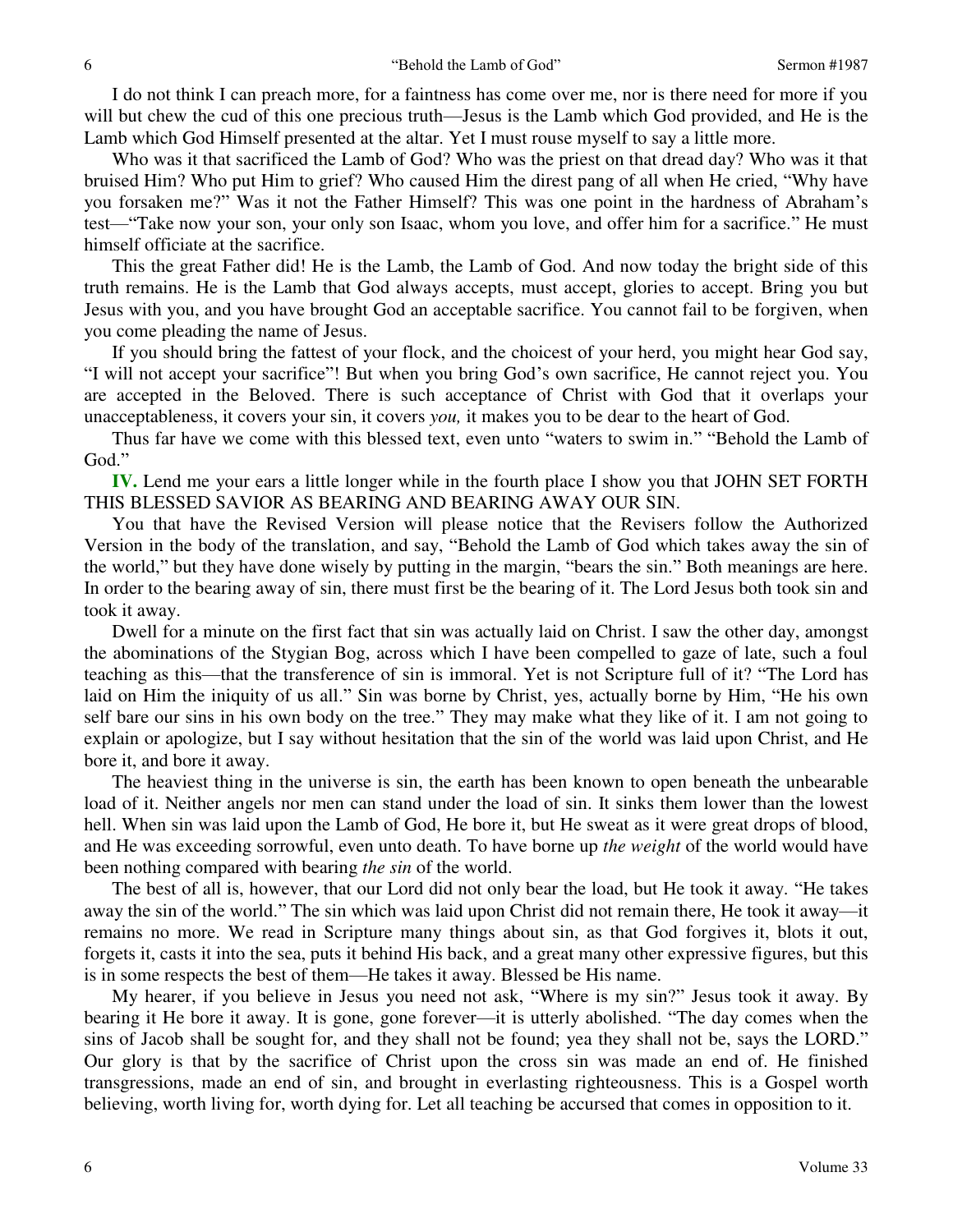I do not think I can preach more, for a faintness has come over me, nor is there need for more if you will but chew the cud of this one precious truth—Jesus is the Lamb which God provided, and He is the Lamb which God Himself presented at the altar. Yet I must rouse myself to say a little more.

Who was it that sacrificed the Lamb of God? Who was the priest on that dread day? Who was it that bruised Him? Who put Him to grief? Who caused Him the direst pang of all when He cried, "Why have you forsaken me?" Was it not the Father Himself? This was one point in the hardness of Abraham's test—"Take now your son, your only son Isaac, whom you love, and offer him for a sacrifice." He must himself officiate at the sacrifice.

This the great Father did! He is the Lamb, the Lamb of God. And now today the bright side of this truth remains. He is the Lamb that God always accepts, must accept, glories to accept. Bring you but Jesus with you, and you have brought God an acceptable sacrifice. You cannot fail to be forgiven, when you come pleading the name of Jesus.

If you should bring the fattest of your flock, and the choicest of your herd, you might hear God say, "I will not accept your sacrifice"! But when you bring God's own sacrifice, He cannot reject you. You are accepted in the Beloved. There is such acceptance of Christ with God that it overlaps your unacceptableness, it covers your sin, it covers *you,* it makes you to be dear to the heart of God.

Thus far have we come with this blessed text, even unto "waters to swim in." "Behold the Lamb of God."

**IV.** Lend me your ears a little longer while in the fourth place I show you that JOHN SET FORTH THIS BLESSED SAVIOR AS BEARING AND BEARING AWAY OUR SIN.

You that have the Revised Version will please notice that the Revisers follow the Authorized Version in the body of the translation, and say, "Behold the Lamb of God which takes away the sin of the world," but they have done wisely by putting in the margin, "bears the sin." Both meanings are here. In order to the bearing away of sin, there must first be the bearing of it. The Lord Jesus both took sin and took it away.

Dwell for a minute on the first fact that sin was actually laid on Christ. I saw the other day, amongst the abominations of the Stygian Bog, across which I have been compelled to gaze of late, such a foul teaching as this—that the transference of sin is immoral. Yet is not Scripture full of it? "The Lord has laid on Him the iniquity of us all." Sin was borne by Christ, yes, actually borne by Him, "He his own self bare our sins in his own body on the tree." They may make what they like of it. I am not going to explain or apologize, but I say without hesitation that the sin of the world was laid upon Christ, and He bore it, and bore it away.

The heaviest thing in the universe is sin, the earth has been known to open beneath the unbearable load of it. Neither angels nor men can stand under the load of sin. It sinks them lower than the lowest hell. When sin was laid upon the Lamb of God, He bore it, but He sweat as it were great drops of blood, and He was exceeding sorrowful, even unto death. To have borne up *the weight* of the world would have been nothing compared with bearing *the sin* of the world.

The best of all is, however, that our Lord did not only bear the load, but He took it away. "He takes away the sin of the world." The sin which was laid upon Christ did not remain there, He took it away—it remains no more. We read in Scripture many things about sin, as that God forgives it, blots it out, forgets it, casts it into the sea, puts it behind His back, and a great many other expressive figures, but this is in some respects the best of them—He takes it away. Blessed be His name.

My hearer, if you believe in Jesus you need not ask, "Where is my sin?" Jesus took it away. By bearing it He bore it away. It is gone, gone forever—it is utterly abolished. "The day comes when the sins of Jacob shall be sought for, and they shall not be found; yea they shall not be, says the LORD." Our glory is that by the sacrifice of Christ upon the cross sin was made an end of. He finished transgressions, made an end of sin, and brought in everlasting righteousness. This is a Gospel worth believing, worth living for, worth dying for. Let all teaching be accursed that comes in opposition to it.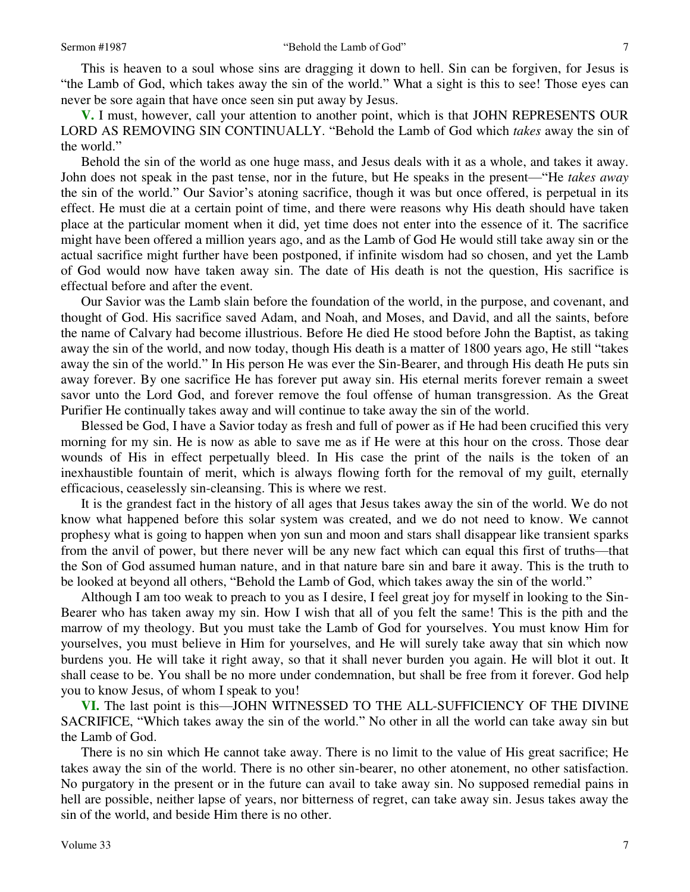This is heaven to a soul whose sins are dragging it down to hell. Sin can be forgiven, for Jesus is "the Lamb of God, which takes away the sin of the world." What a sight is this to see! Those eyes can never be sore again that have once seen sin put away by Jesus.

**V.** I must, however, call your attention to another point, which is that JOHN REPRESENTS OUR LORD AS REMOVING SIN CONTINUALLY. "Behold the Lamb of God which *takes* away the sin of the world."

Behold the sin of the world as one huge mass, and Jesus deals with it as a whole, and takes it away. John does not speak in the past tense, nor in the future, but He speaks in the present—"He *takes away* the sin of the world." Our Savior's atoning sacrifice, though it was but once offered, is perpetual in its effect. He must die at a certain point of time, and there were reasons why His death should have taken place at the particular moment when it did, yet time does not enter into the essence of it. The sacrifice might have been offered a million years ago, and as the Lamb of God He would still take away sin or the actual sacrifice might further have been postponed, if infinite wisdom had so chosen, and yet the Lamb of God would now have taken away sin. The date of His death is not the question, His sacrifice is effectual before and after the event.

Our Savior was the Lamb slain before the foundation of the world, in the purpose, and covenant, and thought of God. His sacrifice saved Adam, and Noah, and Moses, and David, and all the saints, before the name of Calvary had become illustrious. Before He died He stood before John the Baptist, as taking away the sin of the world, and now today, though His death is a matter of 1800 years ago, He still "takes away the sin of the world." In His person He was ever the Sin-Bearer, and through His death He puts sin away forever. By one sacrifice He has forever put away sin. His eternal merits forever remain a sweet savor unto the Lord God, and forever remove the foul offense of human transgression. As the Great Purifier He continually takes away and will continue to take away the sin of the world.

Blessed be God, I have a Savior today as fresh and full of power as if He had been crucified this very morning for my sin. He is now as able to save me as if He were at this hour on the cross. Those dear wounds of His in effect perpetually bleed. In His case the print of the nails is the token of an inexhaustible fountain of merit, which is always flowing forth for the removal of my guilt, eternally efficacious, ceaselessly sin-cleansing. This is where we rest.

It is the grandest fact in the history of all ages that Jesus takes away the sin of the world. We do not know what happened before this solar system was created, and we do not need to know. We cannot prophesy what is going to happen when yon sun and moon and stars shall disappear like transient sparks from the anvil of power, but there never will be any new fact which can equal this first of truths—that the Son of God assumed human nature, and in that nature bare sin and bare it away. This is the truth to be looked at beyond all others, "Behold the Lamb of God, which takes away the sin of the world."

Although I am too weak to preach to you as I desire, I feel great joy for myself in looking to the Sin-Bearer who has taken away my sin. How I wish that all of you felt the same! This is the pith and the marrow of my theology. But you must take the Lamb of God for yourselves. You must know Him for yourselves, you must believe in Him for yourselves, and He will surely take away that sin which now burdens you. He will take it right away, so that it shall never burden you again. He will blot it out. It shall cease to be. You shall be no more under condemnation, but shall be free from it forever. God help you to know Jesus, of whom I speak to you!

**VI.** The last point is this—JOHN WITNESSED TO THE ALL-SUFFICIENCY OF THE DIVINE SACRIFICE, "Which takes away the sin of the world." No other in all the world can take away sin but the Lamb of God.

There is no sin which He cannot take away. There is no limit to the value of His great sacrifice; He takes away the sin of the world. There is no other sin-bearer, no other atonement, no other satisfaction. No purgatory in the present or in the future can avail to take away sin. No supposed remedial pains in hell are possible, neither lapse of years, nor bitterness of regret, can take away sin. Jesus takes away the sin of the world, and beside Him there is no other.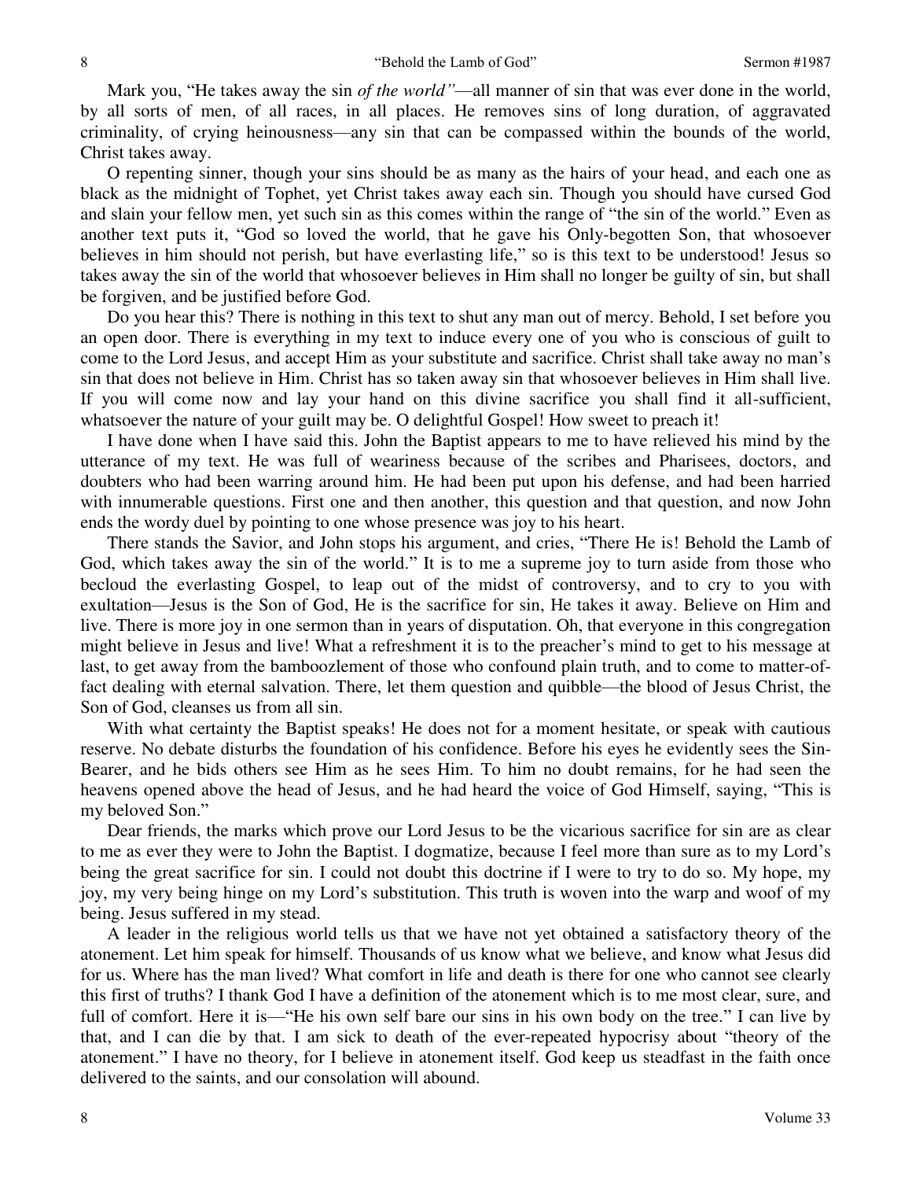Mark you, "He takes away the sin *of the world"*—all manner of sin that was ever done in the world, by all sorts of men, of all races, in all places. He removes sins of long duration, of aggravated criminality, of crying heinousness—any sin that can be compassed within the bounds of the world, Christ takes away.

O repenting sinner, though your sins should be as many as the hairs of your head, and each one as black as the midnight of Tophet, yet Christ takes away each sin. Though you should have cursed God and slain your fellow men, yet such sin as this comes within the range of "the sin of the world." Even as another text puts it, "God so loved the world, that he gave his Only-begotten Son, that whosoever believes in him should not perish, but have everlasting life," so is this text to be understood! Jesus so takes away the sin of the world that whosoever believes in Him shall no longer be guilty of sin, but shall be forgiven, and be justified before God.

Do you hear this? There is nothing in this text to shut any man out of mercy. Behold, I set before you an open door. There is everything in my text to induce every one of you who is conscious of guilt to come to the Lord Jesus, and accept Him as your substitute and sacrifice. Christ shall take away no man's sin that does not believe in Him. Christ has so taken away sin that whosoever believes in Him shall live. If you will come now and lay your hand on this divine sacrifice you shall find it all-sufficient, whatsoever the nature of your guilt may be. O delightful Gospel! How sweet to preach it!

I have done when I have said this. John the Baptist appears to me to have relieved his mind by the utterance of my text. He was full of weariness because of the scribes and Pharisees, doctors, and doubters who had been warring around him. He had been put upon his defense, and had been harried with innumerable questions. First one and then another, this question and that question, and now John ends the wordy duel by pointing to one whose presence was joy to his heart.

There stands the Savior, and John stops his argument, and cries, "There He is! Behold the Lamb of God, which takes away the sin of the world." It is to me a supreme joy to turn aside from those who becloud the everlasting Gospel, to leap out of the midst of controversy, and to cry to you with exultation—Jesus is the Son of God, He is the sacrifice for sin, He takes it away. Believe on Him and live. There is more joy in one sermon than in years of disputation. Oh, that everyone in this congregation might believe in Jesus and live! What a refreshment it is to the preacher's mind to get to his message at last, to get away from the bamboozlement of those who confound plain truth, and to come to matter-of-fact dealing with eternal salvation. There, let them question and quibble—the blood of Jesus Christ, the Son of God, cleanses us from all sin.

With what certainty the Baptist speaks! He does not for a moment hesitate, or speak with cautious reserve. No debate disturbs the foundation of his confidence. Before his eyes he evidently sees the Sin-Bearer, and he bids others see Him as he sees Him. To him no doubt remains, for he had seen the heavens opened above the head of Jesus, and he had heard the voice of God Himself, saying, "This is my beloved Son."

Dear friends, the marks which prove our Lord Jesus to be the vicarious sacrifice for sin are as clear to me as ever they were to John the Baptist. I dogmatize, because I feel more than sure as to my Lord's being the great sacrifice for sin. I could not doubt this doctrine if I were to try to do so. My hope, my joy, my very being hinge on my Lord's substitution. This truth is woven into the warp and woof of my being. Jesus suffered in my stead.

A leader in the religious world tells us that we have not yet obtained a satisfactory theory of the atonement. Let him speak for himself. Thousands of us know what we believe, and know what Jesus did for us. Where has the man lived? What comfort in life and death is there for one who cannot see clearly this first of truths? I thank God I have a definition of the atonement which is to me most clear, sure, and full of comfort. Here it is—"He his own self bare our sins in his own body on the tree." I can live by that, and I can die by that. I am sick to death of the ever-repeated hypocrisy about "theory of the atonement." I have no theory, for I believe in atonement itself. God keep us steadfast in the faith once delivered to the saints, and our consolation will abound.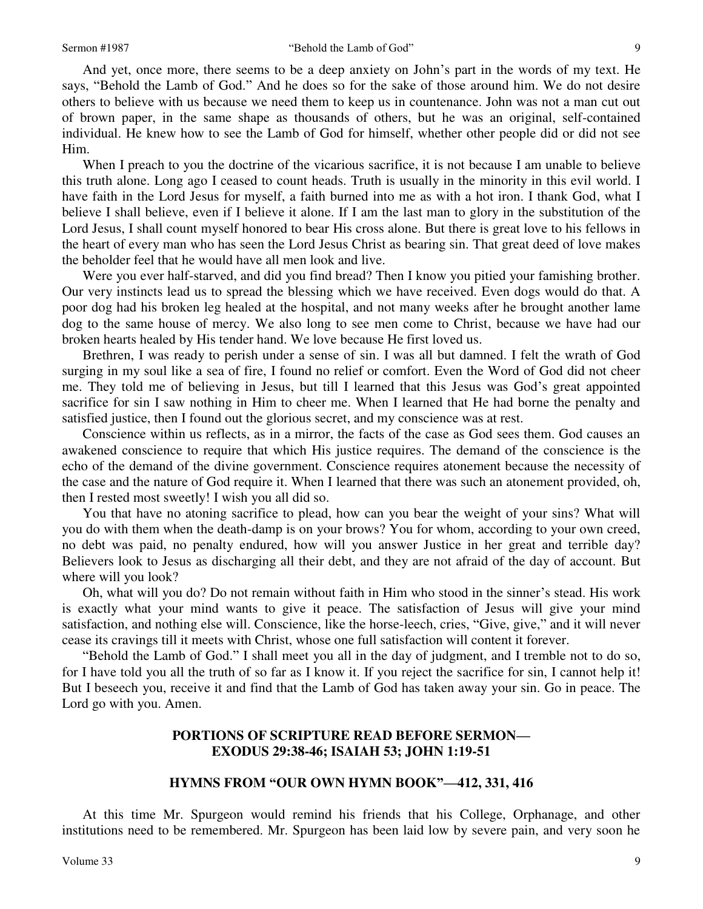And yet, once more, there seems to be a deep anxiety on John's part in the words of my text. He says, "Behold the Lamb of God." And he does so for the sake of those around him. We do not desire others to believe with us because we need them to keep us in countenance. John was not a man cut out of brown paper, in the same shape as thousands of others, but he was an original, self-contained individual. He knew how to see the Lamb of God for himself, whether other people did or did not see Him.

When I preach to you the doctrine of the vicarious sacrifice, it is not because I am unable to believe this truth alone. Long ago I ceased to count heads. Truth is usually in the minority in this evil world. I have faith in the Lord Jesus for myself, a faith burned into me as with a hot iron. I thank God, what I believe I shall believe, even if I believe it alone. If I am the last man to glory in the substitution of the Lord Jesus, I shall count myself honored to bear His cross alone. But there is great love to his fellows in the heart of every man who has seen the Lord Jesus Christ as bearing sin. That great deed of love makes the beholder feel that he would have all men look and live.

Were you ever half-starved, and did you find bread? Then I know you pitied your famishing brother. Our very instincts lead us to spread the blessing which we have received. Even dogs would do that. A poor dog had his broken leg healed at the hospital, and not many weeks after he brought another lame dog to the same house of mercy. We also long to see men come to Christ, because we have had our broken hearts healed by His tender hand. We love because He first loved us.

Brethren, I was ready to perish under a sense of sin. I was all but damned. I felt the wrath of God surging in my soul like a sea of fire, I found no relief or comfort. Even the Word of God did not cheer me. They told me of believing in Jesus, but till I learned that this Jesus was God's great appointed sacrifice for sin I saw nothing in Him to cheer me. When I learned that He had borne the penalty and satisfied justice, then I found out the glorious secret, and my conscience was at rest.

Conscience within us reflects, as in a mirror, the facts of the case as God sees them. God causes an awakened conscience to require that which His justice requires. The demand of the conscience is the echo of the demand of the divine government. Conscience requires atonement because the necessity of the case and the nature of God require it. When I learned that there was such an atonement provided, oh, then I rested most sweetly! I wish you all did so.

You that have no atoning sacrifice to plead, how can you bear the weight of your sins? What will you do with them when the death-damp is on your brows? You for whom, according to your own creed, no debt was paid, no penalty endured, how will you answer Justice in her great and terrible day? Believers look to Jesus as discharging all their debt, and they are not afraid of the day of account. But where will you look?

Oh, what will you do? Do not remain without faith in Him who stood in the sinner's stead. His work is exactly what your mind wants to give it peace. The satisfaction of Jesus will give your mind satisfaction, and nothing else will. Conscience, like the horse-leech, cries, "Give, give," and it will never cease its cravings till it meets with Christ, whose one full satisfaction will content it forever.

"Behold the Lamb of God." I shall meet you all in the day of judgment, and I tremble not to do so, for I have told you all the truth of so far as I know it. If you reject the sacrifice for sin, I cannot help it! But I beseech you, receive it and find that the Lamb of God has taken away your sin. Go in peace. The Lord go with you. Amen.

### PORTIONS OF SCRIPTURE READ BEFORE SERMON— EXODUS 29:38-46; ISAIAH 53; JOHN 1:19-51

### HYMNS FROM "OUR OWN HYMN BOOK"—412, 331, 416

At this time Mr. Spurgeon would remind his friends that his College, Orphanage, and other institutions need to be remembered. Mr. Spurgeon has been laid low by severe pain, and very soon he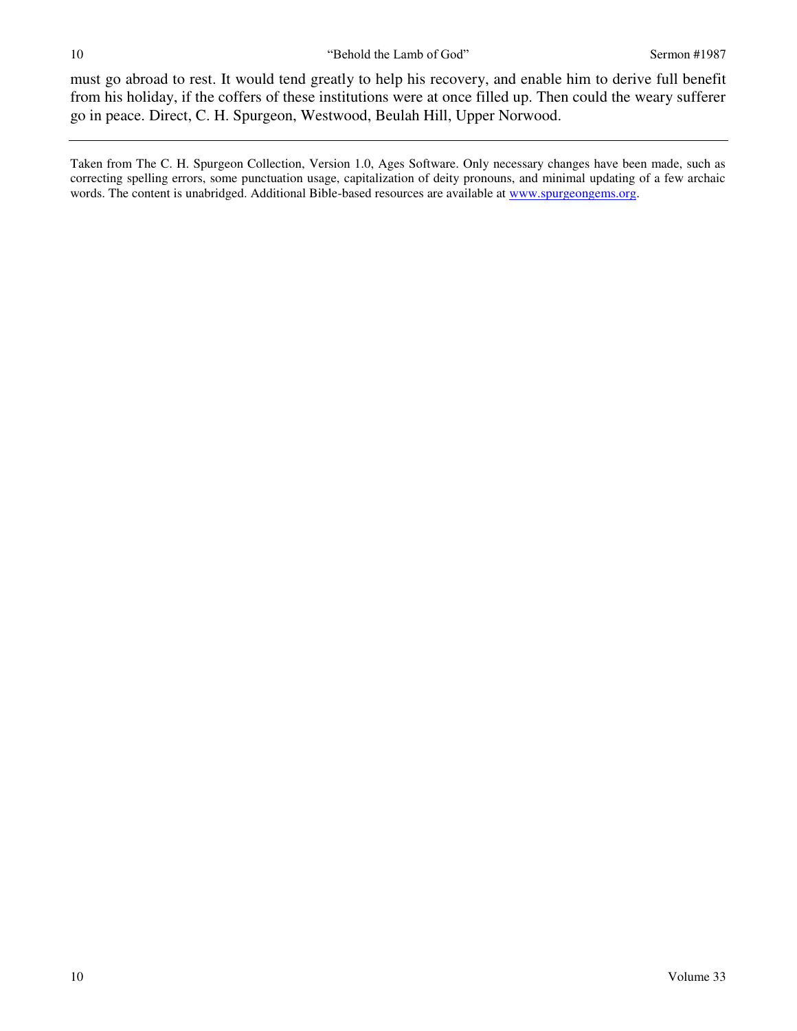must go abroad to rest. It would tend greatly to help his recovery, and enable him to derive full benefit from his holiday, if the coffers of these institutions were at once filled up. Then could the weary sufferer go in peace. Direct, C. H. Spurgeon, Westwood, Beulah Hill, Upper Norwood.

---

Taken from The C. H. Spurgeon Collection, Version 1.0, Ages Software. Only necessary changes have been made, such as correcting spelling errors, some punctuation usage, capitalization of deity pronouns, and minimal updating of a few archaic words. The content is unabridged. Additional Bible-based resources are available at www.spurgeongems.org.